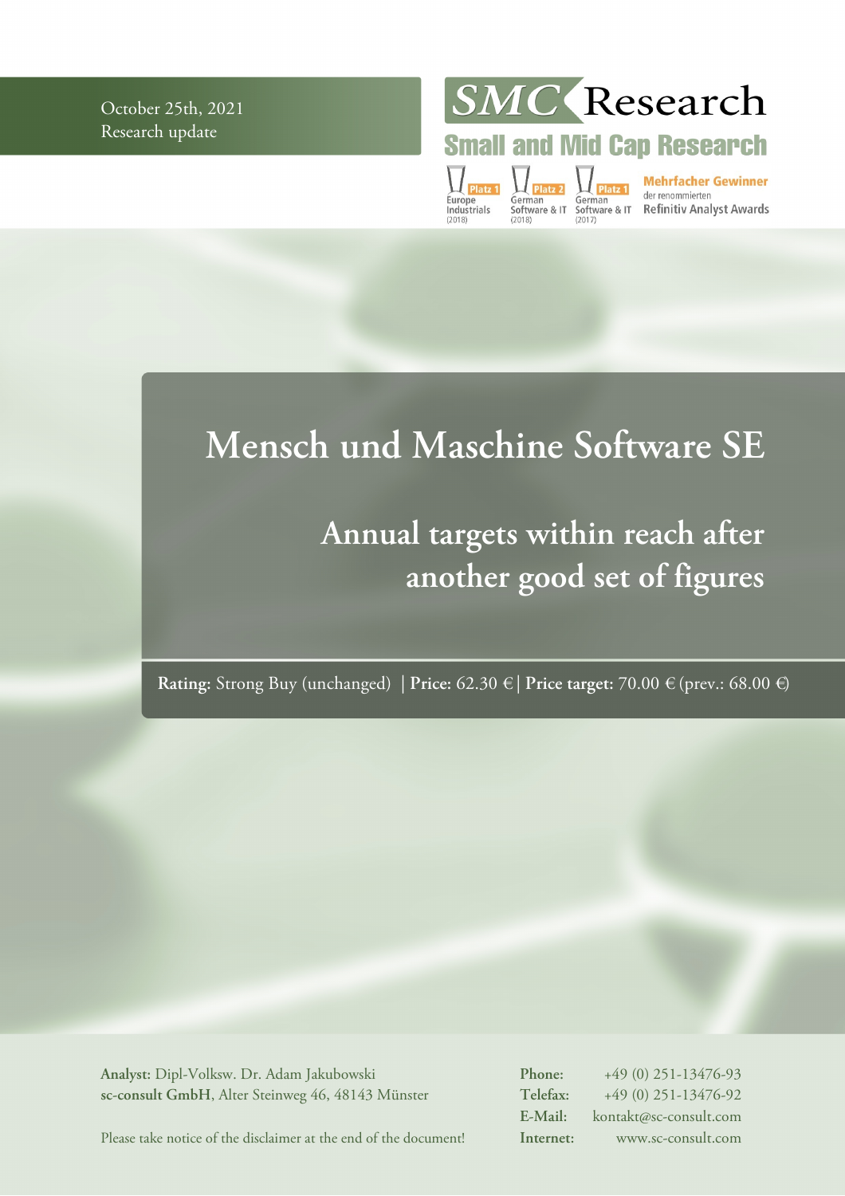October 25th, 2021
Research update

SMC Research
Small and Mid Cap Research

Platz 1 Europe Industrials (2018) | Platz 2 German Software & IT (2018) | Platz 1 German Software & IT (2017)

**Mehrfacher Gewinner** der renommierten **Refinitiv Analyst Awards**

# Mensch und Maschine Software SE

## Annual targets within reach after another good set of figures

**Rating:** Strong Buy (unchanged) | **Price:** 62.30 € | **Price target:** 70.00 € (prev.: 68.00 €)

**Analyst:** Dipl-Volksw. Dr. Adam Jakubowski
**sc-consult GmbH**, Alter Steinweg 46, 48143 Münster

Please take notice of the disclaimer at the end of the document!

**Phone:** +49 (0) 251-13476-93
**Telefax:** +49 (0) 251-13476-92
**E-Mail:** kontakt@sc-consult.com
**Internet:** www.sc-consult.com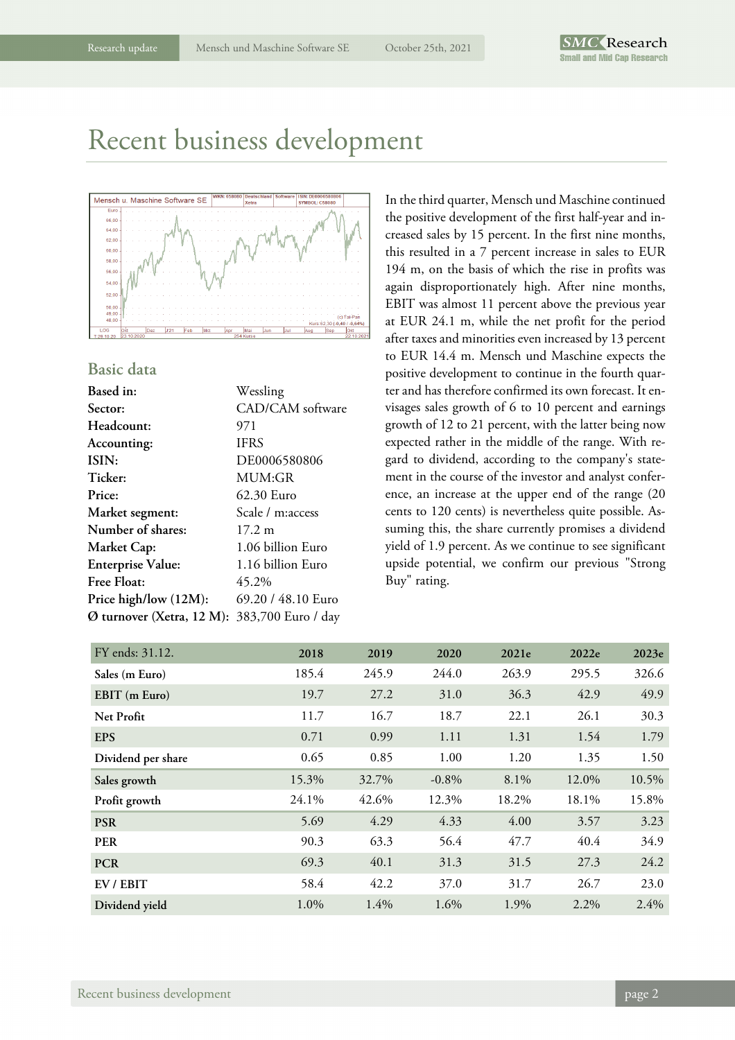# Recent business development

## Basic data

| | |
|---|---|
| **Based in:** | Wessling |
| **Sector:** | CAD/CAM software |
| **Headcount:** | 971 |
| **Accounting:** | IFRS |
| **ISIN:** | DE0006580806 |
| **Ticker:** | MUM:GR |
| **Price:** | 62.30 Euro |
| **Market segment:** | Scale / m:access |
| **Number of shares:** | 17.2 m |
| **Market Cap:** | 1.06 billion Euro |
| **Enterprise Value:** | 1.16 billion Euro |
| **Free Float:** | 45.2% |
| **Price high/low (12M):** | 69.20 / 48.10 Euro |
| **Ø turnover (Xetra, 12 M):** | 383,700 Euro / day |

In the third quarter, Mensch und Maschine continued the positive development of the first half-year and increased sales by 15 percent. In the first nine months, this resulted in a 7 percent increase in sales to EUR 194 m, on the basis of which the rise in profits was again disproportionately high. After nine months, EBIT was almost 11 percent above the previous year at EUR 24.1 m, while the net profit for the period after taxes and minorities even increased by 13 percent to EUR 14.4 m. Mensch und Maschine expects the positive development to continue in the fourth quarter and has therefore confirmed its own forecast. It envisages sales growth of 6 to 10 percent and earnings growth of 12 to 21 percent, with the latter being now expected rather in the middle of the range. With regard to dividend, according to the company's statement in the course of the investor and analyst conference, an increase at the upper end of the range (20 cents to 120 cents) is nevertheless quite possible. Assuming this, the share currently promises a dividend yield of 1.9 percent. As we continue to see significant upside potential, we confirm our previous "Strong Buy" rating.

| FY ends: 31.12. | 2018 | 2019 | 2020 | 2021e | 2022e | 2023e |
|---|---|---|---|---|---|---|
| **Sales (m Euro)** | 185.4 | 245.9 | 244.0 | 263.9 | 295.5 | 326.6 |
| **EBIT (m Euro)** | 19.7 | 27.2 | 31.0 | 36.3 | 42.9 | 49.9 |
| **Net Profit** | 11.7 | 16.7 | 18.7 | 22.1 | 26.1 | 30.3 |
| **EPS** | 0.71 | 0.99 | 1.11 | 1.31 | 1.54 | 1.79 |
| **Dividend per share** | 0.65 | 0.85 | 1.00 | 1.20 | 1.35 | 1.50 |
| **Sales growth** | 15.3% | 32.7% | -0.8% | 8.1% | 12.0% | 10.5% |
| **Profit growth** | 24.1% | 42.6% | 12.3% | 18.2% | 18.1% | 15.8% |
| **PSR** | 5.69 | 4.29 | 4.33 | 4.00 | 3.57 | 3.23 |
| **PER** | 90.3 | 63.3 | 56.4 | 47.7 | 40.4 | 34.9 |
| **PCR** | 69.3 | 40.1 | 31.3 | 31.5 | 27.3 | 24.2 |
| **EV / EBIT** | 58.4 | 42.2 | 37.0 | 31.7 | 26.7 | 23.0 |
| **Dividend yield** | 1.0% | 1.4% | 1.6% | 1.9% | 2.2% | 2.4% |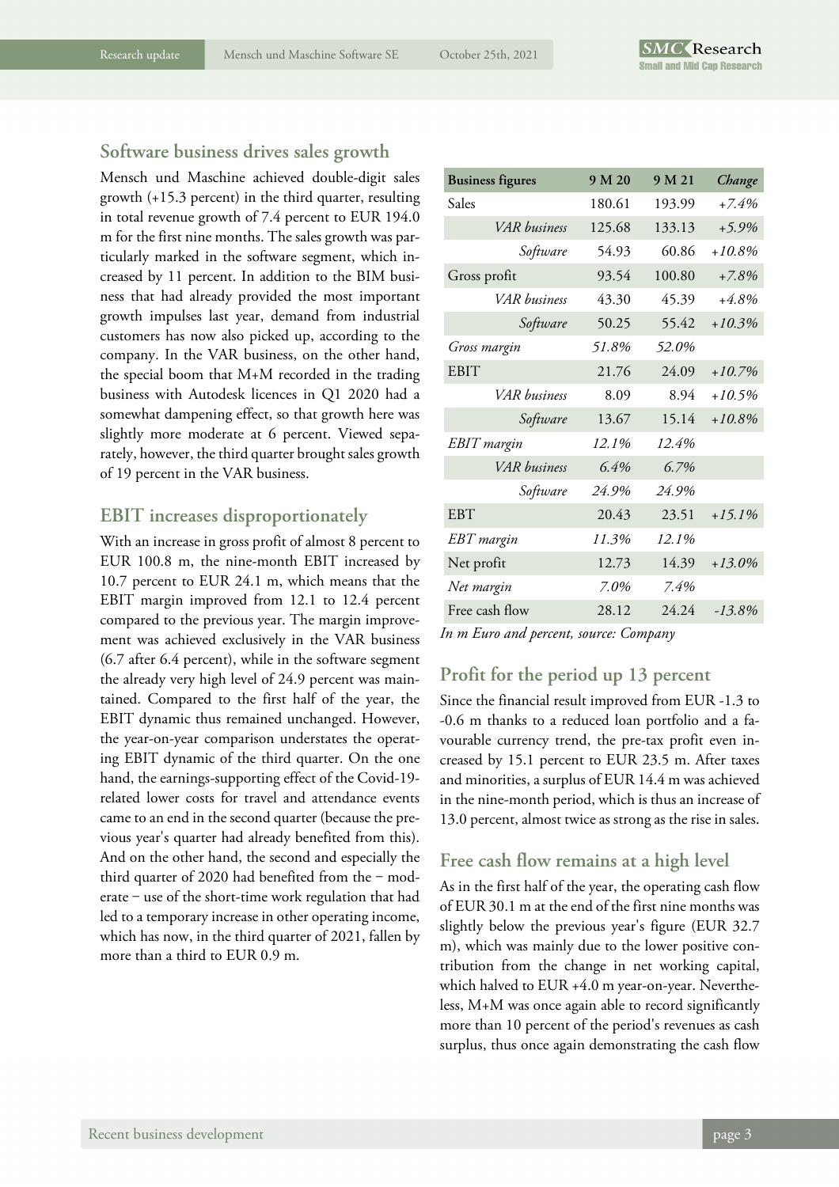## Software business drives sales growth

Mensch und Maschine achieved double-digit sales growth (+15.3 percent) in the third quarter, resulting in total revenue growth of 7.4 percent to EUR 194.0 m for the first nine months. The sales growth was particularly marked in the software segment, which increased by 11 percent. In addition to the BIM business that had already provided the most important growth impulses last year, demand from industrial customers has now also picked up, according to the company. In the VAR business, on the other hand, the special boom that M+M recorded in the trading business with Autodesk licences in Q1 2020 had a somewhat dampening effect, so that growth here was slightly more moderate at 6 percent. Viewed separately, however, the third quarter brought sales growth of 19 percent in the VAR business.

## EBIT increases disproportionately

With an increase in gross profit of almost 8 percent to EUR 100.8 m, the nine-month EBIT increased by 10.7 percent to EUR 24.1 m, which means that the EBIT margin improved from 12.1 to 12.4 percent compared to the previous year. The margin improvement was achieved exclusively in the VAR business (6.7 after 6.4 percent), while in the software segment the already very high level of 24.9 percent was maintained. Compared to the first half of the year, the EBIT dynamic thus remained unchanged. However, the year-on-year comparison understates the operating EBIT dynamic of the third quarter. On the one hand, the earnings-supporting effect of the Covid-19-related lower costs for travel and attendance events came to an end in the second quarter (because the previous year's quarter had already benefited from this). And on the other hand, the second and especially the third quarter of 2020 had benefited from the – moderate – use of the short-time work regulation that had led to a temporary increase in other operating income, which has now, in the third quarter of 2021, fallen by more than a third to EUR 0.9 m.

| Business figures | 9 M 20 | 9 M 21 | *Change* |
|---|---|---|---|
| Sales | 180.61 | 193.99 | *+7.4%* |
| *VAR business* | 125.68 | 133.13 | *+5.9%* |
| *Software* | 54.93 | 60.86 | *+10.8%* |
| Gross profit | 93.54 | 100.80 | *+7.8%* |
| *VAR business* | 43.30 | 45.39 | *+4.8%* |
| *Software* | 50.25 | 55.42 | *+10.3%* |
| *Gross margin* | *51.8%* | *52.0%* | |
| EBIT | 21.76 | 24.09 | *+10.7%* |
| *VAR business* | 8.09 | 8.94 | *+10.5%* |
| *Software* | 13.67 | 15.14 | *+10.8%* |
| *EBIT margin* | *12.1%* | *12.4%* | |
| *VAR business* | *6.4%* | *6.7%* | |
| *Software* | *24.9%* | *24.9%* | |
| EBT | 20.43 | 23.51 | *+15.1%* |
| *EBT margin* | *11.3%* | *12.1%* | |
| Net profit | 12.73 | 14.39 | *+13.0%* |
| *Net margin* | *7.0%* | *7.4%* | |
| Free cash flow | 28.12 | 24.24 | *-13.8%* |

*In m Euro and percent, source: Company*

## Profit for the period up 13 percent

Since the financial result improved from EUR -1.3 to -0.6 m thanks to a reduced loan portfolio and a favourable currency trend, the pre-tax profit even increased by 15.1 percent to EUR 23.5 m. After taxes and minorities, a surplus of EUR 14.4 m was achieved in the nine-month period, which is thus an increase of 13.0 percent, almost twice as strong as the rise in sales.

## Free cash flow remains at a high level

As in the first half of the year, the operating cash flow of EUR 30.1 m at the end of the first nine months was slightly below the previous year's figure (EUR 32.7 m), which was mainly due to the lower positive contribution from the change in net working capital, which halved to EUR +4.0 m year-on-year. Nevertheless, M+M was once again able to record significantly more than 10 percent of the period's revenues as cash surplus, thus once again demonstrating the cash flow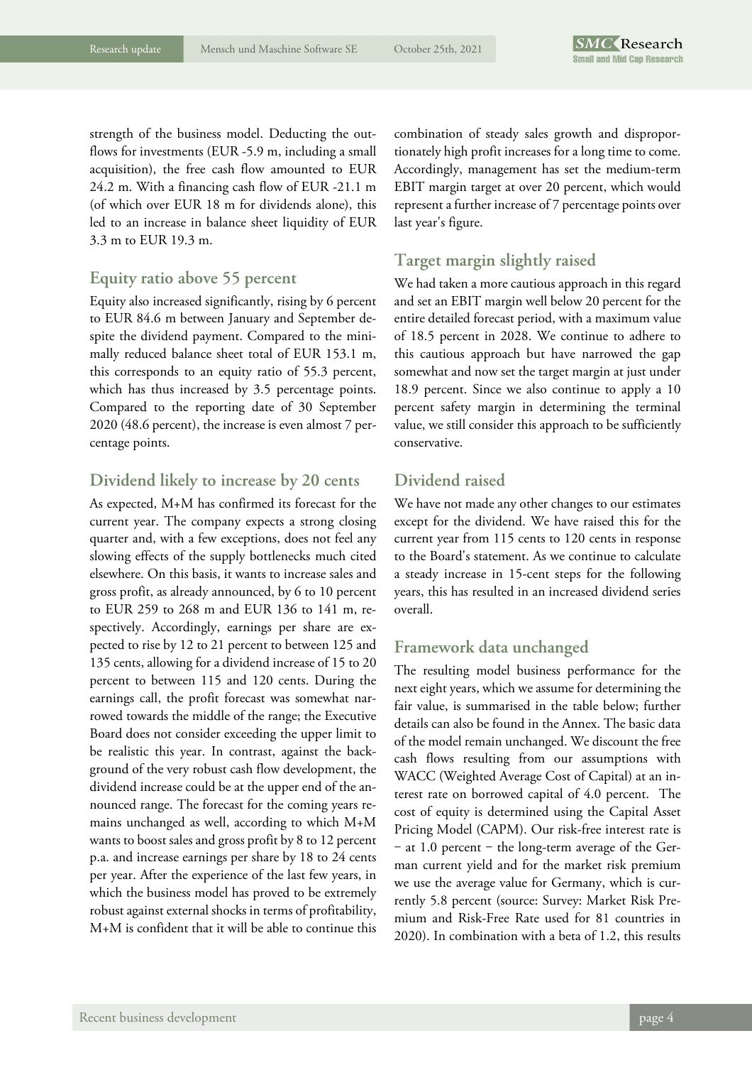strength of the business model. Deducting the outflows for investments (EUR -5.9 m, including a small acquisition), the free cash flow amounted to EUR 24.2 m. With a financing cash flow of EUR -21.1 m (of which over EUR 18 m for dividends alone), this led to an increase in balance sheet liquidity of EUR 3.3 m to EUR 19.3 m.

## Equity ratio above 55 percent

Equity also increased significantly, rising by 6 percent to EUR 84.6 m between January and September despite the dividend payment. Compared to the minimally reduced balance sheet total of EUR 153.1 m, this corresponds to an equity ratio of 55.3 percent, which has thus increased by 3.5 percentage points. Compared to the reporting date of 30 September 2020 (48.6 percent), the increase is even almost 7 percentage points.

## Dividend likely to increase by 20 cents

As expected, M+M has confirmed its forecast for the current year. The company expects a strong closing quarter and, with a few exceptions, does not feel any slowing effects of the supply bottlenecks much cited elsewhere. On this basis, it wants to increase sales and gross profit, as already announced, by 6 to 10 percent to EUR 259 to 268 m and EUR 136 to 141 m, respectively. Accordingly, earnings per share are expected to rise by 12 to 21 percent to between 125 and 135 cents, allowing for a dividend increase of 15 to 20 percent to between 115 and 120 cents. During the earnings call, the profit forecast was somewhat narrowed towards the middle of the range; the Executive Board does not consider exceeding the upper limit to be realistic this year. In contrast, against the background of the very robust cash flow development, the dividend increase could be at the upper end of the announced range. The forecast for the coming years remains unchanged as well, according to which M+M wants to boost sales and gross profit by 8 to 12 percent p.a. and increase earnings per share by 18 to 24 cents per year. After the experience of the last few years, in which the business model has proved to be extremely robust against external shocks in terms of profitability, M+M is confident that it will be able to continue this combination of steady sales growth and disproportionately high profit increases for a long time to come. Accordingly, management has set the medium-term EBIT margin target at over 20 percent, which would represent a further increase of 7 percentage points over last year's figure.

## Target margin slightly raised

We had taken a more cautious approach in this regard and set an EBIT margin well below 20 percent for the entire detailed forecast period, with a maximum value of 18.5 percent in 2028. We continue to adhere to this cautious approach but have narrowed the gap somewhat and now set the target margin at just under 18.9 percent. Since we also continue to apply a 10 percent safety margin in determining the terminal value, we still consider this approach to be sufficiently conservative.

## Dividend raised

We have not made any other changes to our estimates except for the dividend. We have raised this for the current year from 115 cents to 120 cents in response to the Board's statement. As we continue to calculate a steady increase in 15-cent steps for the following years, this has resulted in an increased dividend series overall.

## Framework data unchanged

The resulting model business performance for the next eight years, which we assume for determining the fair value, is summarised in the table below; further details can also be found in the Annex. The basic data of the model remain unchanged. We discount the free cash flows resulting from our assumptions with WACC (Weighted Average Cost of Capital) at an interest rate on borrowed capital of 4.0 percent. The cost of equity is determined using the Capital Asset Pricing Model (CAPM). Our risk-free interest rate is − at 1.0 percent − the long-term average of the German current yield and for the market risk premium we use the average value for Germany, which is currently 5.8 percent (source: Survey: Market Risk Premium and Risk-Free Rate used for 81 countries in 2020). In combination with a beta of 1.2, this results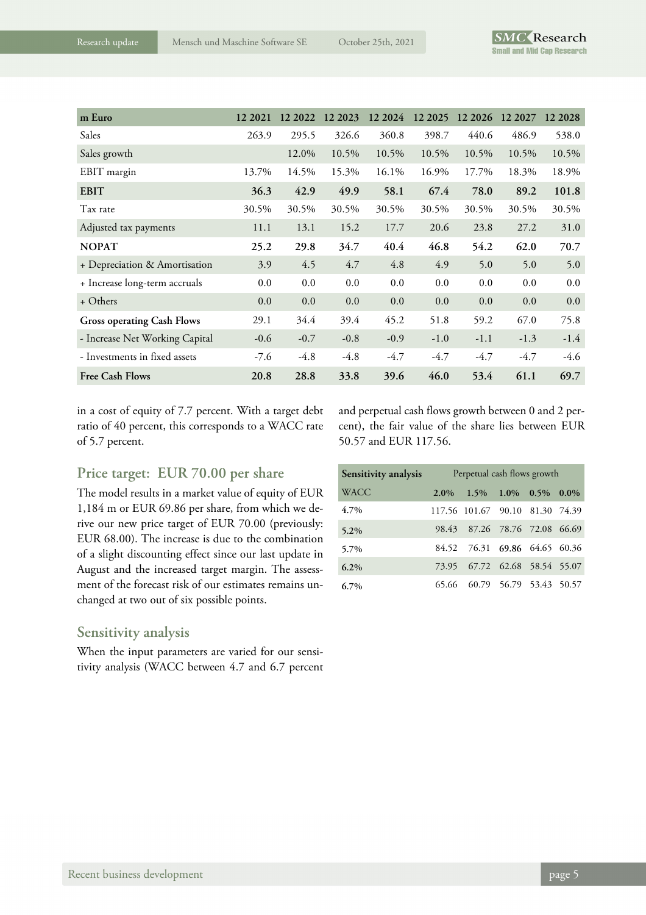| m Euro | 12 2021 | 12 2022 | 12 2023 | 12 2024 | 12 2025 | 12 2026 | 12 2027 | 12 2028 |
|---|---|---|---|---|---|---|---|---|
| Sales | 263.9 | 295.5 | 326.6 | 360.8 | 398.7 | 440.6 | 486.9 | 538.0 |
| Sales growth | | 12.0% | 10.5% | 10.5% | 10.5% | 10.5% | 10.5% | 10.5% |
| EBIT margin | 13.7% | 14.5% | 15.3% | 16.1% | 16.9% | 17.7% | 18.3% | 18.9% |
| **EBIT** | **36.3** | **42.9** | **49.9** | **58.1** | **67.4** | **78.0** | **89.2** | **101.8** |
| Tax rate | 30.5% | 30.5% | 30.5% | 30.5% | 30.5% | 30.5% | 30.5% | 30.5% |
| Adjusted tax payments | 11.1 | 13.1 | 15.2 | 17.7 | 20.6 | 23.8 | 27.2 | 31.0 |
| **NOPAT** | **25.2** | **29.8** | **34.7** | **40.4** | **46.8** | **54.2** | **62.0** | **70.7** |
| + Depreciation & Amortisation | 3.9 | 4.5 | 4.7 | 4.8 | 4.9 | 5.0 | 5.0 | 5.0 |
| + Increase long-term accruals | 0.0 | 0.0 | 0.0 | 0.0 | 0.0 | 0.0 | 0.0 | 0.0 |
| + Others | 0.0 | 0.0 | 0.0 | 0.0 | 0.0 | 0.0 | 0.0 | 0.0 |
| **Gross operating Cash Flows** | 29.1 | 34.4 | 39.4 | 45.2 | 51.8 | 59.2 | 67.0 | 75.8 |
| - Increase Net Working Capital | -0.6 | -0.7 | -0.8 | -0.9 | -1.0 | -1.1 | -1.3 | -1.4 |
| - Investments in fixed assets | -7.6 | -4.8 | -4.8 | -4.7 | -4.7 | -4.7 | -4.7 | -4.6 |
| **Free Cash Flows** | **20.8** | **28.8** | **33.8** | **39.6** | **46.0** | **53.4** | **61.1** | **69.7** |

in a cost of equity of 7.7 percent. With a target debt ratio of 40 percent, this corresponds to a WACC rate of 5.7 percent.

## Price target: EUR 70.00 per share

The model results in a market value of equity of EUR 1,184 m or EUR 69.86 per share, from which we derive our new price target of EUR 70.00 (previously: EUR 68.00). The increase is due to the combination of a slight discounting effect since our last update in August and the increased target margin. The assessment of the forecast risk of our estimates remains unchanged at two out of six possible points.

## Sensitivity analysis

When the input parameters are varied for our sensitivity analysis (WACC between 4.7 and 6.7 percent and perpetual cash flows growth between 0 and 2 percent), the fair value of the share lies between EUR 50.57 and EUR 117.56.

| Sensitivity analysis | Perpetual cash flows growth | | | | |
|---|---|---|---|---|---|
| WACC | 2.0% | 1.5% | 1.0% | 0.5% | 0.0% |
| 4.7% | 117.56 | 101.67 | 90.10 | 81.30 | 74.39 |
| 5.2% | 98.43 | 87.26 | 78.76 | 72.08 | 66.69 |
| 5.7% | 84.52 | 76.31 | **69.86** | 64.65 | 60.36 |
| 6.2% | 73.95 | 67.72 | 62.68 | 58.54 | 55.07 |
| 6.7% | 65.66 | 60.79 | 56.79 | 53.43 | 50.57 |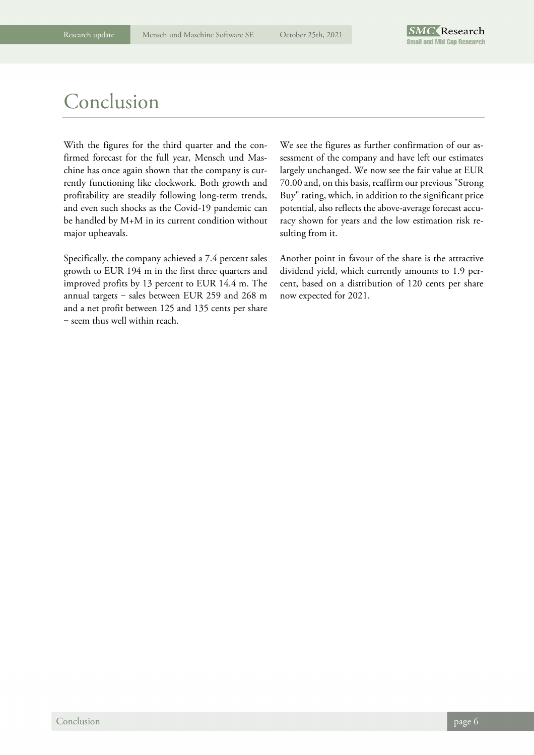# Conclusion

With the figures for the third quarter and the confirmed forecast for the full year, Mensch und Maschine has once again shown that the company is currently functioning like clockwork. Both growth and profitability are steadily following long-term trends, and even such shocks as the Covid-19 pandemic can be handled by M+M in its current condition without major upheavals.

Specifically, the company achieved a 7.4 percent sales growth to EUR 194 m in the first three quarters and improved profits by 13 percent to EUR 14.4 m. The annual targets − sales between EUR 259 and 268 m and a net profit between 125 and 135 cents per share − seem thus well within reach.

We see the figures as further confirmation of our assessment of the company and have left our estimates largely unchanged. We now see the fair value at EUR 70.00 and, on this basis, reaffirm our previous "Strong Buy" rating, which, in addition to the significant price potential, also reflects the above-average forecast accuracy shown for years and the low estimation risk resulting from it.

Another point in favour of the share is the attractive dividend yield, which currently amounts to 1.9 percent, based on a distribution of 120 cents per share now expected for 2021.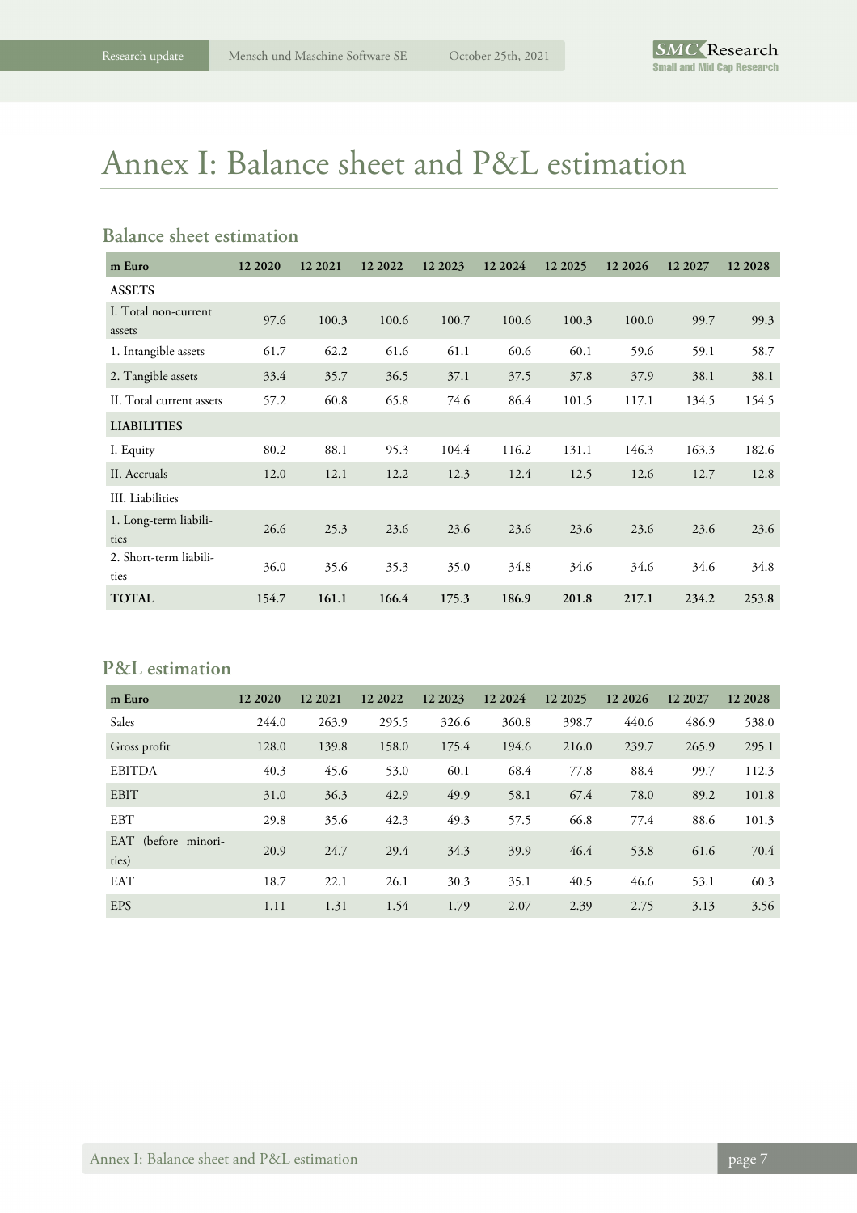# Annex I: Balance sheet and P&L estimation

## Balance sheet estimation

| m Euro | 12 2020 | 12 2021 | 12 2022 | 12 2023 | 12 2024 | 12 2025 | 12 2026 | 12 2027 | 12 2028 |
|---|---|---|---|---|---|---|---|---|---|
| **ASSETS** | | | | | | | | | |
| I. Total non-current assets | 97.6 | 100.3 | 100.6 | 100.7 | 100.6 | 100.3 | 100.0 | 99.7 | 99.3 |
| 1. Intangible assets | 61.7 | 62.2 | 61.6 | 61.1 | 60.6 | 60.1 | 59.6 | 59.1 | 58.7 |
| 2. Tangible assets | 33.4 | 35.7 | 36.5 | 37.1 | 37.5 | 37.8 | 37.9 | 38.1 | 38.1 |
| II. Total current assets | 57.2 | 60.8 | 65.8 | 74.6 | 86.4 | 101.5 | 117.1 | 134.5 | 154.5 |
| **LIABILITIES** | | | | | | | | | |
| I. Equity | 80.2 | 88.1 | 95.3 | 104.4 | 116.2 | 131.1 | 146.3 | 163.3 | 182.6 |
| II. Accruals | 12.0 | 12.1 | 12.2 | 12.3 | 12.4 | 12.5 | 12.6 | 12.7 | 12.8 |
| III. Liabilities | | | | | | | | | |
| 1. Long-term liabilities | 26.6 | 25.3 | 23.6 | 23.6 | 23.6 | 23.6 | 23.6 | 23.6 | 23.6 |
| 2. Short-term liabilities | 36.0 | 35.6 | 35.3 | 35.0 | 34.8 | 34.6 | 34.6 | 34.6 | 34.8 |
| **TOTAL** | **154.7** | **161.1** | **166.4** | **175.3** | **186.9** | **201.8** | **217.1** | **234.2** | **253.8** |

## P&L estimation

| m Euro | 12 2020 | 12 2021 | 12 2022 | 12 2023 | 12 2024 | 12 2025 | 12 2026 | 12 2027 | 12 2028 |
|---|---|---|---|---|---|---|---|---|---|
| Sales | 244.0 | 263.9 | 295.5 | 326.6 | 360.8 | 398.7 | 440.6 | 486.9 | 538.0 |
| Gross profit | 128.0 | 139.8 | 158.0 | 175.4 | 194.6 | 216.0 | 239.7 | 265.9 | 295.1 |
| EBITDA | 40.3 | 45.6 | 53.0 | 60.1 | 68.4 | 77.8 | 88.4 | 99.7 | 112.3 |
| EBIT | 31.0 | 36.3 | 42.9 | 49.9 | 58.1 | 67.4 | 78.0 | 89.2 | 101.8 |
| EBT | 29.8 | 35.6 | 42.3 | 49.3 | 57.5 | 66.8 | 77.4 | 88.6 | 101.3 |
| EAT (before minorities) | 20.9 | 24.7 | 29.4 | 34.3 | 39.9 | 46.4 | 53.8 | 61.6 | 70.4 |
| EAT | 18.7 | 22.1 | 26.1 | 30.3 | 35.1 | 40.5 | 46.6 | 53.1 | 60.3 |
| EPS | 1.11 | 1.31 | 1.54 | 1.79 | 2.07 | 2.39 | 2.75 | 3.13 | 3.56 |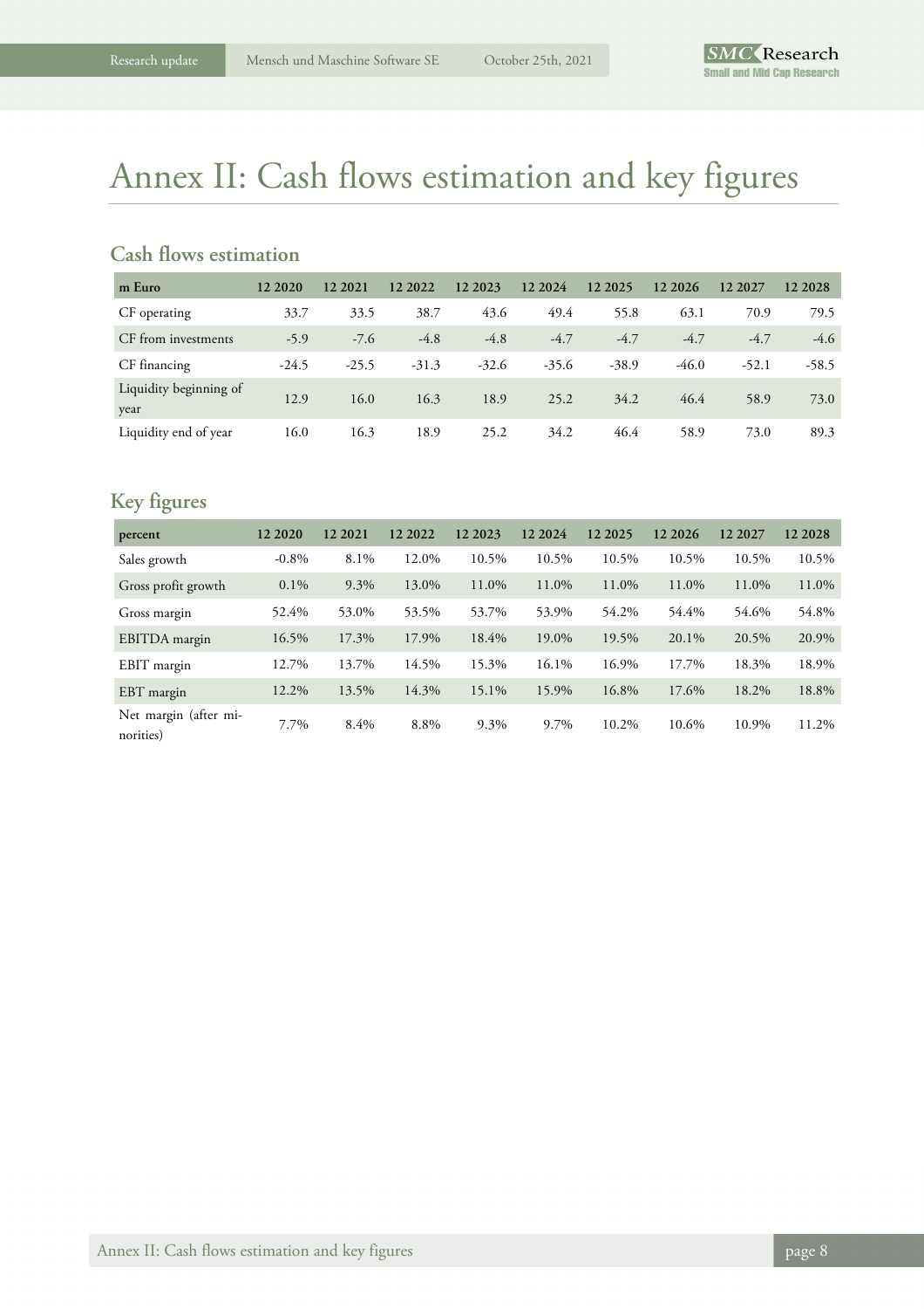# Annex II: Cash flows estimation and key figures

## Cash flows estimation

| m Euro | 12 2020 | 12 2021 | 12 2022 | 12 2023 | 12 2024 | 12 2025 | 12 2026 | 12 2027 | 12 2028 |
|---|---|---|---|---|---|---|---|---|---|
| CF operating | 33.7 | 33.5 | 38.7 | 43.6 | 49.4 | 55.8 | 63.1 | 70.9 | 79.5 |
| CF from investments | -5.9 | -7.6 | -4.8 | -4.8 | -4.7 | -4.7 | -4.7 | -4.7 | -4.6 |
| CF financing | -24.5 | -25.5 | -31.3 | -32.6 | -35.6 | -38.9 | -46.0 | -52.1 | -58.5 |
| Liquidity beginning of year | 12.9 | 16.0 | 16.3 | 18.9 | 25.2 | 34.2 | 46.4 | 58.9 | 73.0 |
| Liquidity end of year | 16.0 | 16.3 | 18.9 | 25.2 | 34.2 | 46.4 | 58.9 | 73.0 | 89.3 |

## Key figures

| percent | 12 2020 | 12 2021 | 12 2022 | 12 2023 | 12 2024 | 12 2025 | 12 2026 | 12 2027 | 12 2028 |
|---|---|---|---|---|---|---|---|---|---|
| Sales growth | -0.8% | 8.1% | 12.0% | 10.5% | 10.5% | 10.5% | 10.5% | 10.5% | 10.5% |
| Gross profit growth | 0.1% | 9.3% | 13.0% | 11.0% | 11.0% | 11.0% | 11.0% | 11.0% | 11.0% |
| Gross margin | 52.4% | 53.0% | 53.5% | 53.7% | 53.9% | 54.2% | 54.4% | 54.6% | 54.8% |
| EBITDA margin | 16.5% | 17.3% | 17.9% | 18.4% | 19.0% | 19.5% | 20.1% | 20.5% | 20.9% |
| EBIT margin | 12.7% | 13.7% | 14.5% | 15.3% | 16.1% | 16.9% | 17.7% | 18.3% | 18.9% |
| EBT margin | 12.2% | 13.5% | 14.3% | 15.1% | 15.9% | 16.8% | 17.6% | 18.2% | 18.8% |
| Net margin (after minorities) | 7.7% | 8.4% | 8.8% | 9.3% | 9.7% | 10.2% | 10.6% | 10.9% | 11.2% |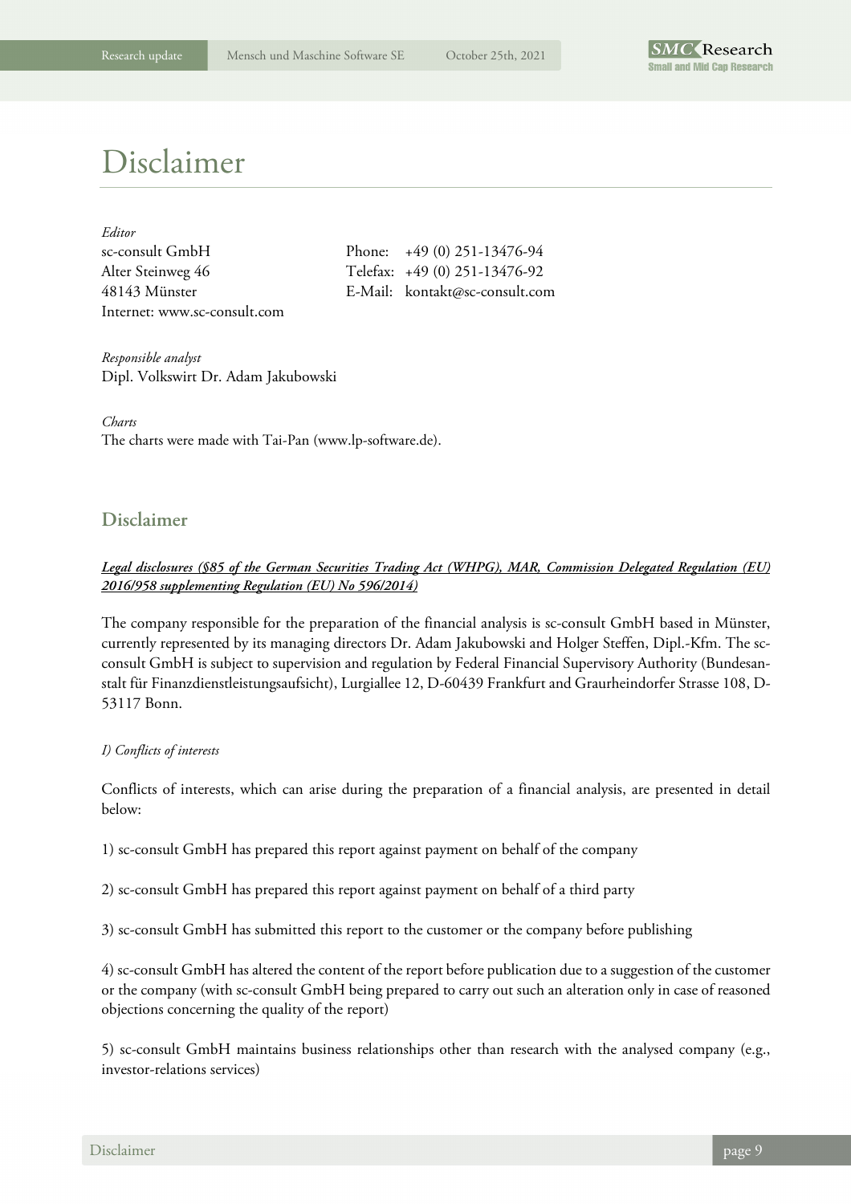# Disclaimer

*Editor*
sc-consult GmbH
Alter Steinweg 46
48143 Münster
Internet: www.sc-consult.com

Phone: +49 (0) 251-13476-94
Telefax: +49 (0) 251-13476-92
E-Mail: kontakt@sc-consult.com

*Responsible analyst*
Dipl. Volkswirt Dr. Adam Jakubowski

*Charts*
The charts were made with Tai-Pan (www.lp-software.de).

## Disclaimer

***Legal disclosures (§85 of the German Securities Trading Act (WHPG), MAR, Commission Delegated Regulation (EU) 2016/958 supplementing Regulation (EU) No 596/2014)***

The company responsible for the preparation of the financial analysis is sc-consult GmbH based in Münster, currently represented by its managing directors Dr. Adam Jakubowski and Holger Steffen, Dipl.-Kfm. The sc-consult GmbH is subject to supervision and regulation by Federal Financial Supervisory Authority (Bundesanstalt für Finanzdienstleistungsaufsicht), Lurgiallee 12, D-60439 Frankfurt and Graurheindorfer Strasse 108, D-53117 Bonn.

*I) Conflicts of interests*

Conflicts of interests, which can arise during the preparation of a financial analysis, are presented in detail below:

1) sc-consult GmbH has prepared this report against payment on behalf of the company

2) sc-consult GmbH has prepared this report against payment on behalf of a third party

3) sc-consult GmbH has submitted this report to the customer or the company before publishing

4) sc-consult GmbH has altered the content of the report before publication due to a suggestion of the customer or the company (with sc-consult GmbH being prepared to carry out such an alteration only in case of reasoned objections concerning the quality of the report)

5) sc-consult GmbH maintains business relationships other than research with the analysed company (e.g., investor-relations services)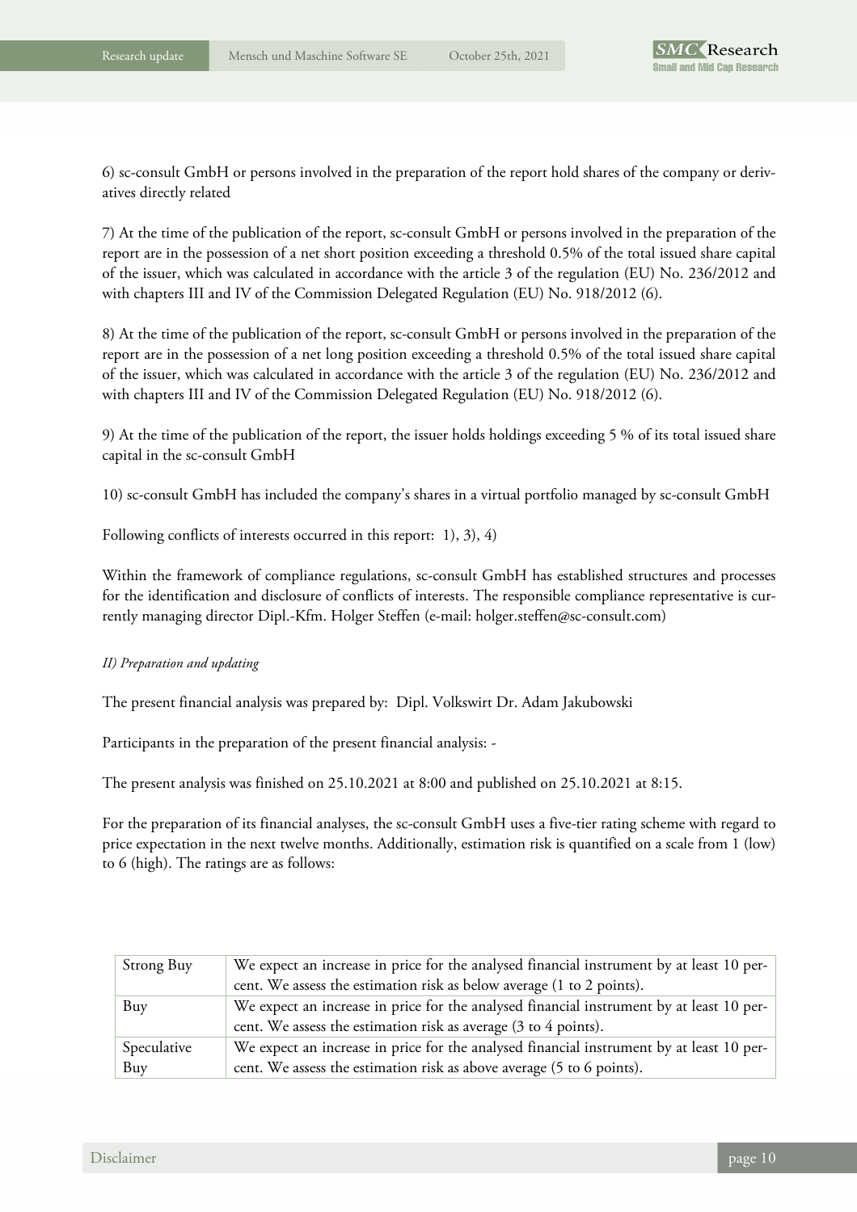6) sc-consult GmbH or persons involved in the preparation of the report hold shares of the company or derivatives directly related

7) At the time of the publication of the report, sc-consult GmbH or persons involved in the preparation of the report are in the possession of a net short position exceeding a threshold 0.5% of the total issued share capital of the issuer, which was calculated in accordance with the article 3 of the regulation (EU) No. 236/2012 and with chapters III and IV of the Commission Delegated Regulation (EU) No. 918/2012 (6).

8) At the time of the publication of the report, sc-consult GmbH or persons involved in the preparation of the report are in the possession of a net long position exceeding a threshold 0.5% of the total issued share capital of the issuer, which was calculated in accordance with the article 3 of the regulation (EU) No. 236/2012 and with chapters III and IV of the Commission Delegated Regulation (EU) No. 918/2012 (6).

9) At the time of the publication of the report, the issuer holds holdings exceeding 5 % of its total issued share capital in the sc-consult GmbH

10) sc-consult GmbH has included the company's shares in a virtual portfolio managed by sc-consult GmbH

Following conflicts of interests occurred in this report: 1), 3), 4)

Within the framework of compliance regulations, sc-consult GmbH has established structures and processes for the identification and disclosure of conflicts of interests. The responsible compliance representative is currently managing director Dipl.-Kfm. Holger Steffen (e-mail: holger.steffen@sc-consult.com)

*II) Preparation and updating*

The present financial analysis was prepared by: Dipl. Volkswirt Dr. Adam Jakubowski

Participants in the preparation of the present financial analysis: -

The present analysis was finished on 25.10.2021 at 8:00 and published on 25.10.2021 at 8:15.

For the preparation of its financial analyses, the sc-consult GmbH uses a five-tier rating scheme with regard to price expectation in the next twelve months. Additionally, estimation risk is quantified on a scale from 1 (low) to 6 (high). The ratings are as follows:

| | |
|---|---|
| Strong Buy | We expect an increase in price for the analysed financial instrument by at least 10 percent. We assess the estimation risk as below average (1 to 2 points). |
| Buy | We expect an increase in price for the analysed financial instrument by at least 10 percent. We assess the estimation risk as average (3 to 4 points). |
| Speculative Buy | We expect an increase in price for the analysed financial instrument by at least 10 percent. We assess the estimation risk as above average (5 to 6 points). |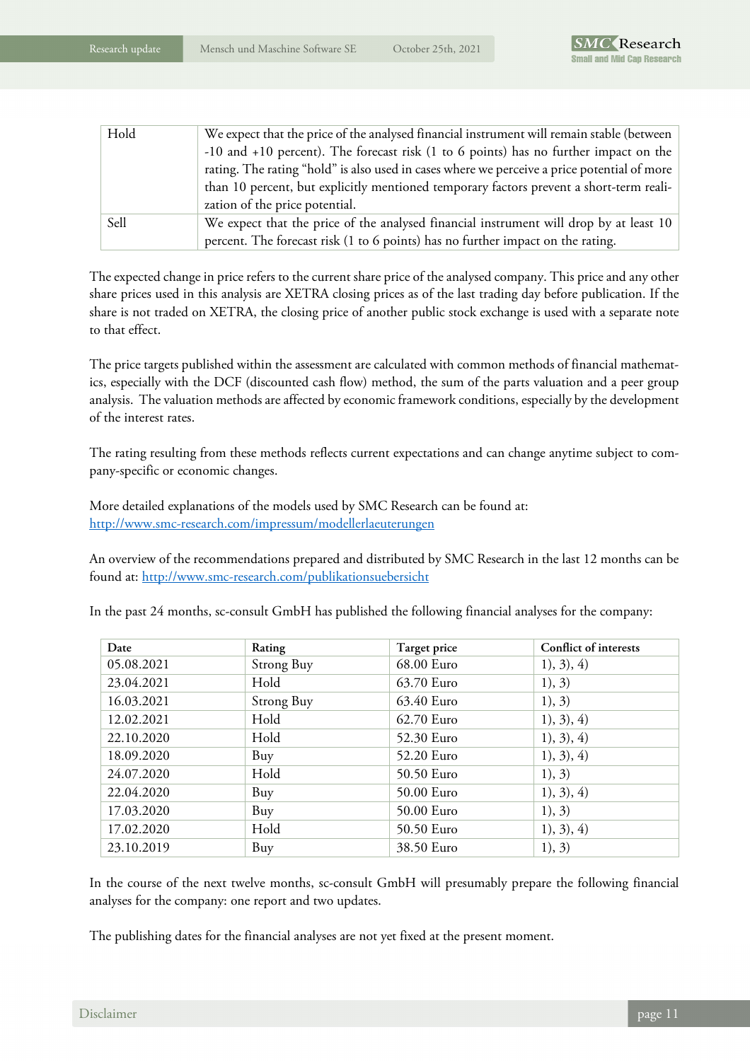| Hold | We expect that the price of the analysed financial instrument will remain stable (between -10 and +10 percent). The forecast risk (1 to 6 points) has no further impact on the rating. The rating "hold" is also used in cases where we perceive a price potential of more than 10 percent, but explicitly mentioned temporary factors prevent a short-term realization of the price potential. |
|---|---|
| Sell | We expect that the price of the analysed financial instrument will drop by at least 10 percent. The forecast risk (1 to 6 points) has no further impact on the rating. |

The expected change in price refers to the current share price of the analysed company. This price and any other share prices used in this analysis are XETRA closing prices as of the last trading day before publication. If the share is not traded on XETRA, the closing price of another public stock exchange is used with a separate note to that effect.

The price targets published within the assessment are calculated with common methods of financial mathematics, especially with the DCF (discounted cash flow) method, the sum of the parts valuation and a peer group analysis. The valuation methods are affected by economic framework conditions, especially by the development of the interest rates.

The rating resulting from these methods reflects current expectations and can change anytime subject to company-specific or economic changes.

More detailed explanations of the models used by SMC Research can be found at:
http://www.smc-research.com/impressum/modellerlaeuterungen

An overview of the recommendations prepared and distributed by SMC Research in the last 12 months can be found at: http://www.smc-research.com/publikationsuebersicht

In the past 24 months, sc-consult GmbH has published the following financial analyses for the company:

| Date | Rating | Target price | Conflict of interests |
|---|---|---|---|
| 05.08.2021 | Strong Buy | 68.00 Euro | 1), 3), 4) |
| 23.04.2021 | Hold | 63.70 Euro | 1), 3) |
| 16.03.2021 | Strong Buy | 63.40 Euro | 1), 3) |
| 12.02.2021 | Hold | 62.70 Euro | 1), 3), 4) |
| 22.10.2020 | Hold | 52.30 Euro | 1), 3), 4) |
| 18.09.2020 | Buy | 52.20 Euro | 1), 3), 4) |
| 24.07.2020 | Hold | 50.50 Euro | 1), 3) |
| 22.04.2020 | Buy | 50.00 Euro | 1), 3), 4) |
| 17.03.2020 | Buy | 50.00 Euro | 1), 3) |
| 17.02.2020 | Hold | 50.50 Euro | 1), 3), 4) |
| 23.10.2019 | Buy | 38.50 Euro | 1), 3) |

In the course of the next twelve months, sc-consult GmbH will presumably prepare the following financial analyses for the company: one report and two updates.

The publishing dates for the financial analyses are not yet fixed at the present moment.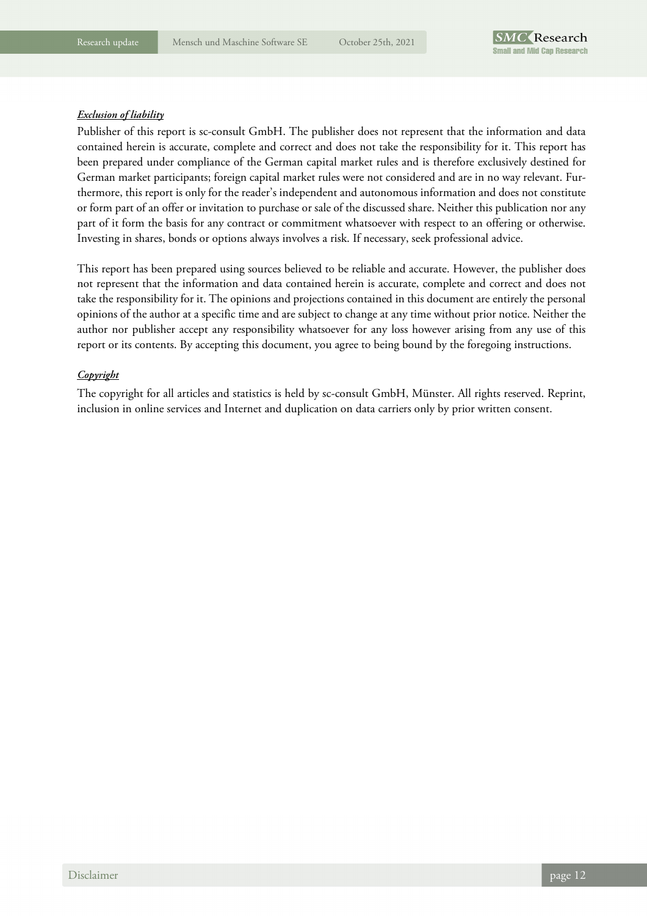***Exclusion of liability***

Publisher of this report is sc-consult GmbH. The publisher does not represent that the information and data contained herein is accurate, complete and correct and does not take the responsibility for it. This report has been prepared under compliance of the German capital market rules and is therefore exclusively destined for German market participants; foreign capital market rules were not considered and are in no way relevant. Furthermore, this report is only for the reader's independent and autonomous information and does not constitute or form part of an offer or invitation to purchase or sale of the discussed share. Neither this publication nor any part of it form the basis for any contract or commitment whatsoever with respect to an offering or otherwise. Investing in shares, bonds or options always involves a risk. If necessary, seek professional advice.

This report has been prepared using sources believed to be reliable and accurate. However, the publisher does not represent that the information and data contained herein is accurate, complete and correct and does not take the responsibility for it. The opinions and projections contained in this document are entirely the personal opinions of the author at a specific time and are subject to change at any time without prior notice. Neither the author nor publisher accept any responsibility whatsoever for any loss however arising from any use of this report or its contents. By accepting this document, you agree to being bound by the foregoing instructions.

***Copyright***

The copyright for all articles and statistics is held by sc-consult GmbH, Münster. All rights reserved. Reprint, inclusion in online services and Internet and duplication on data carriers only by prior written consent.